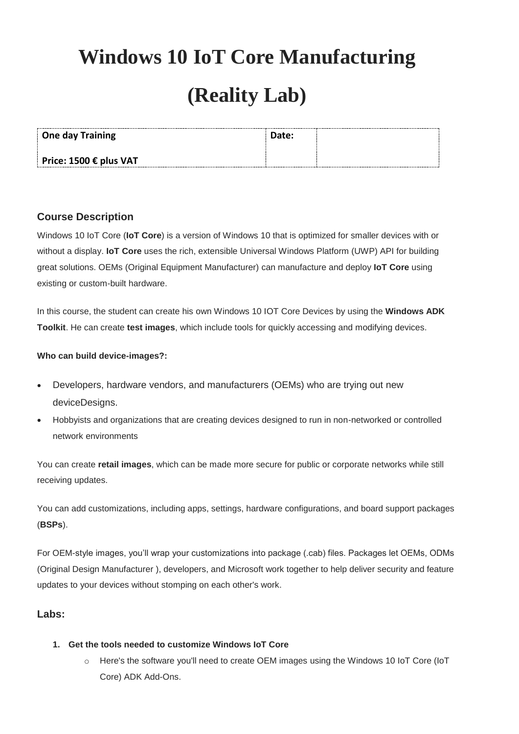# Windows 10 IoT Core Manufacturing

# (Reality Lab)

| One day Training<br><br>Price: 1500 € plus VAT | Date: | |
|---|---|---|

## Course Description

Windows 10 IoT Core (**IoT Core**) is a version of Windows 10 that is optimized for smaller devices with or without a display. **IoT Core** uses the rich, extensible Universal Windows Platform (UWP) API for building great solutions. OEMs (Original Equipment Manufacturer) can manufacture and deploy **IoT Core** using existing or custom-built hardware.

In this course, the student can create his own Windows 10 IOT Core Devices by using the **Windows ADK Toolkit**. He can create **test images**, which include tools for quickly accessing and modifying devices.

**Who can build device-images?:**

- Developers, hardware vendors, and manufacturers (OEMs) who are trying out new deviceDesigns.
- Hobbyists and organizations that are creating devices designed to run in non-networked or controlled network environments

You can create **retail images**, which can be made more secure for public or corporate networks while still receiving updates.

You can add customizations, including apps, settings, hardware configurations, and board support packages (**BSPs**).

For OEM-style images, you'll wrap your customizations into package (.cab) files. Packages let OEMs, ODMs (Original Design Manufacturer ), developers, and Microsoft work together to help deliver security and feature updates to your devices without stomping on each other's work.

## Labs:

1. **Get the tools needed to customize Windows IoT Core**
   - Here's the software you'll need to create OEM images using the Windows 10 IoT Core (IoT Core) ADK Add-Ons.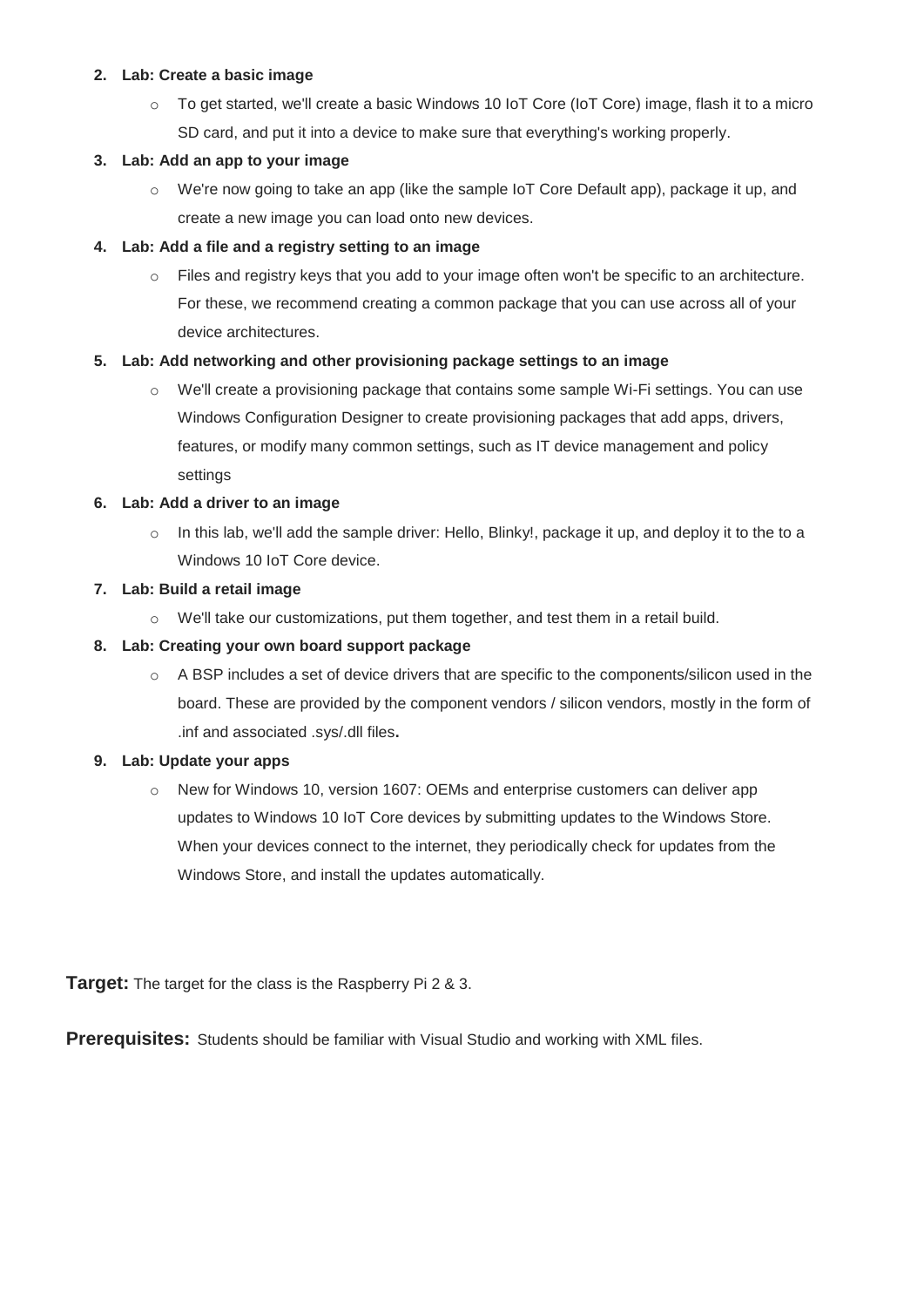2. **Lab: Create a basic image**
   - To get started, we'll create a basic Windows 10 IoT Core (IoT Core) image, flash it to a micro SD card, and put it into a device to make sure that everything's working properly.
3. **Lab: Add an app to your image**
   - We're now going to take an app (like the sample IoT Core Default app), package it up, and create a new image you can load onto new devices.
4. **Lab: Add a file and a registry setting to an image**
   - Files and registry keys that you add to your image often won't be specific to an architecture. For these, we recommend creating a common package that you can use across all of your device architectures.
5. **Lab: Add networking and other provisioning package settings to an image**
   - We'll create a provisioning package that contains some sample Wi-Fi settings. You can use Windows Configuration Designer to create provisioning packages that add apps, drivers, features, or modify many common settings, such as IT device management and policy settings
6. **Lab: Add a driver to an image**
   - In this lab, we'll add the sample driver: Hello, Blinky!, package it up, and deploy it to the to a Windows 10 IoT Core device.
7. **Lab: Build a retail image**
   - We'll take our customizations, put them together, and test them in a retail build.
8. **Lab: Creating your own board support package**
   - A BSP includes a set of device drivers that are specific to the components/silicon used in the board. These are provided by the component vendors / silicon vendors, mostly in the form of .inf and associated .sys/.dll files**.**
9. **Lab: Update your apps**
   - New for Windows 10, version 1607: OEMs and enterprise customers can deliver app updates to Windows 10 IoT Core devices by submitting updates to the Windows Store. When your devices connect to the internet, they periodically check for updates from the Windows Store, and install the updates automatically.

**Target:** The target for the class is the Raspberry Pi 2 & 3.

**Prerequisites:** Students should be familiar with Visual Studio and working with XML files.